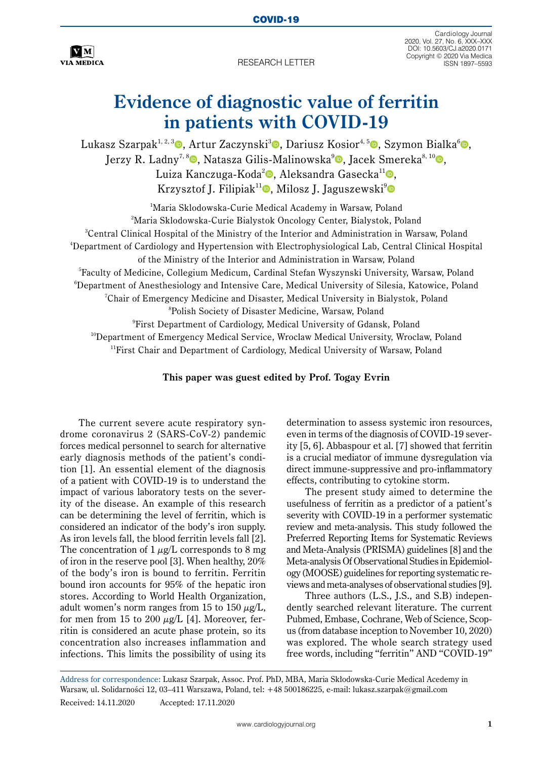RESEARCH LETTER

# Evidence of diagnostic value of ferritin in patients with COVID-19

Lukasz Szarpak[1, 2, 3], Artur Zaczynski[3], Dariusz Kosior[4, 5], Szymon Bialka[6], Jerzy R. Ladny[7, 8], Natasza Gilis-Malinowska[9], Jacek Smereka[8, 10], Luiza Kanczuga-Koda[2], Aleksandra Gasecka[11], Krzysztof J. Filipiak[11], Milosz J. Jaguszewski[9]

[1]Maria Sklodowska-Curie Medical Academy in Warsaw, Poland
[2]Maria Sklodowska-Curie Bialystok Oncology Center, Bialystok, Poland
[3]Central Clinical Hospital of the Ministry of the Interior and Administration in Warsaw, Poland
[4]Department of Cardiology and Hypertension with Electrophysiological Lab, Central Clinical Hospital of the Ministry of the Interior and Administration in Warsaw, Poland
[5]Faculty of Medicine, Collegium Medicum, Cardinal Stefan Wyszynski University, Warsaw, Poland
[6]Department of Anesthesiology and Intensive Care, Medical University of Silesia, Katowice, Poland
[7]Chair of Emergency Medicine and Disaster, Medical University in Bialystok, Poland
[8]Polish Society of Disaster Medicine, Warsaw, Poland
[9]First Department of Cardiology, Medical University of Gdansk, Poland
[10]Department of Emergency Medical Service, Wroclaw Medical University, Wroclaw, Poland
[11]First Chair and Department of Cardiology, Medical University of Warsaw, Poland

**This paper was guest edited by Prof. Togay Evrin**

The current severe acute respiratory syndrome coronavirus 2 (SARS-CoV-2) pandemic forces medical personnel to search for alternative early diagnosis methods of the patient's condition [1]. An essential element of the diagnosis of a patient with COVID-19 is to understand the impact of various laboratory tests on the severity of the disease. An example of this research can be determining the level of ferritin, which is considered an indicator of the body's iron supply. As iron levels fall, the blood ferritin levels fall [2]. The concentration of 1 $\mu$g/L corresponds to 8 mg of iron in the reserve pool [3]. When healthy, 20% of the body's iron is bound to ferritin. Ferritin bound iron accounts for 95% of the hepatic iron stores. According to World Health Organization, adult women's norm ranges from 15 to 150 $\mu$g/L, for men from 15 to 200 $\mu$g/L [4]. Moreover, ferritin is considered an acute phase protein, so its concentration also increases inflammation and infections. This limits the possibility of using its determination to assess systemic iron resources, even in terms of the diagnosis of COVID-19 severity [5, 6]. Abbaspour et al. [7] showed that ferritin is a crucial mediator of immune dysregulation via direct immune-suppressive and pro-inflammatory effects, contributing to cytokine storm.

The present study aimed to determine the usefulness of ferritin as a predictor of a patient's severity with COVID-19 in a performer systematic review and meta-analysis. This study followed the Preferred Reporting Items for Systematic Reviews and Meta-Analysis (PRISMA) guidelines [8] and the Meta-analysis Of Observational Studies in Epidemiology (MOOSE) guidelines for reporting systematic reviews and meta-analyses of observational studies [9].

Three authors (L.S., J.S., and S.B) independently searched relevant literature. The current Pubmed, Embase, Cochrane, Web of Science, Scopus (from database inception to November 10, 2020) was explored. The whole search strategy used free words, including "ferritin" AND "COVID-19"

Address for correspondence: Lukasz Szarpak, Assoc. Prof. PhD, MBA, Maria Sklodowska-Curie Medical Acedemy in Warsaw, ul. Solidarności 12, 03–411 Warszawa, Poland, tel: +48 500186225, e-mail: lukasz.szarpak@gmail.com

Received: 14.11.2020 Accepted: 17.11.2020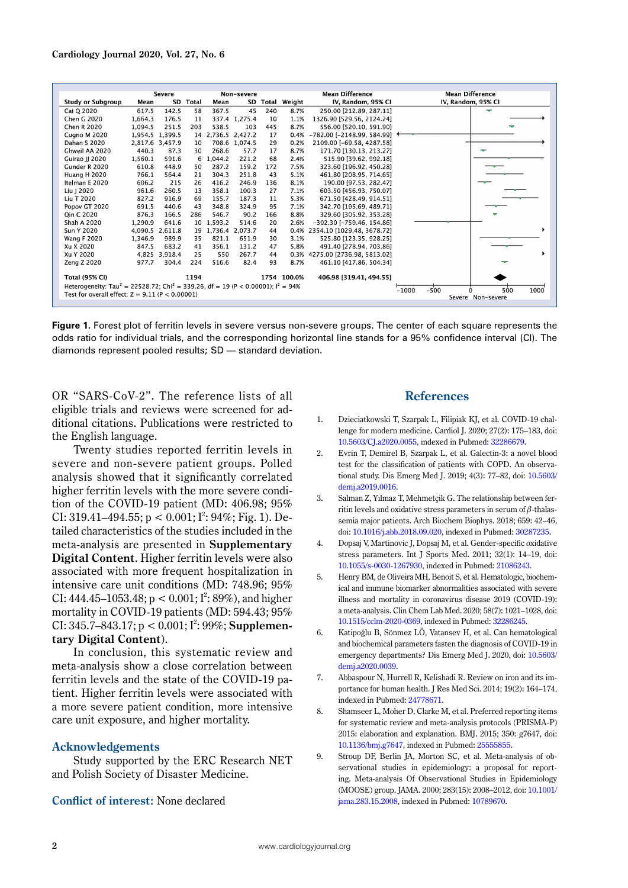Severe Non-severe Mean Difference Mean Difference

Study or Subgroup Mean SD Total Mean SD Total Weight IV, Random, 95% CI IV, Random, 95% CI

Cai Q 2020 617.5 142.5 58 367.5 45 240 8.7% 250.00 [212.89, 287.11]

Chen G 2020 1,664.3 176.5 11 337.4 1,275.4 10 1.1% 1326.90 [529.56, 2124.24]

Chen R 2020 1,094.5 251.5 203 538.5 103 445 8.7% 556.00 [520.10, 591.90]

Cugno M 2020 1,954.5 1,399.5 14 2,736.5 2,427.2 17 0.4% −782.00 [−2148.99, 584.99]

Dahan S 2020 2,817.6 3,457.9 10 708.6 1,074.5 29 0.2% 2109.00 [−69.58, 4287.58]

Ghweil AA 2020 440.3 87.3 30 268.6 57.7 17 8.7% 171.70 [130.13, 213.27]

Guirao JJ 2020 1,560.1 591.6 6 1,044.2 221.2 68 2.4% 515.90 [39.62, 992.18]

Gunder R 2020 610.8 448.9 50 287.2 159.2 172 7.5% 323.60 [196.92, 450.28]

Huang H 2020 766.1 564.4 21 304.3 251.8 43 5.1% 461.80 [208.95, 714.65]

Itelman E 2020 606.2 215 26 416.2 246.9 136 8.1% 190.00 [97.53, 282.47]

Liu J 2020 961.6 260.5 13 358.1 100.3 27 7.1% 603.50 [456.93, 750.07]

Liu T 2020 827.2 916.9 69 155.7 187.3 11 5.3% 671.50 [428.49, 914.51]

Popov GT 2020 691.5 440.6 43 348.8 324.9 95 7.1% 342.70 [195.69, 489.71]

Qin C 2020 876.3 166.5 286 546.7 90.2 166 8.8% 329.60 [305.92, 353.28]

Shah A 2020 1,290.9 641.6 10 1,593.2 514.6 20 2.6% −302.30 [−759.46, 154.86]

Sun Y 2020 4,090.5 2,611.8 19 1,736.4 2,073.7 44 0.4% 2354.10 [1029.48, 3678.72]

Wang F 2020 1,346.9 989.9 35 821.1 651.9 30 3.1% 525.80 [123.35, 928.25]

Xu X 2020 847.5 683.2 41 356.1 131.2 47 5.8% 491.40 [278.94, 703.86]

Xu Y 2020 4,825 3,918.4 25 550 267.7 44 0.3% 4275.00 [2736.98, 5813.02]

Zeng Z 2020 977.7 304.4 224 516.6 82.4 93 8.7% 461.10 [417.86, 504.34]

Total (95% CI) 1194 1754 100.0% 406.98 [319.41, 494.55]

Heterogeneity: Tau² = 22528.72; Chi² = 339.26, df = 19 (P < 0.00001); I² = 94%

Test for overall effect: Z = 9.11 (P < 0.00001)

−1000 −500 0 500 1000

Severe Non-severe

**Figure 1.** Forest plot of ferritin levels in severe versus non-severe groups. The center of each square represents the odds ratio for individual trials, and the corresponding horizontal line stands for a 95% confidence interval (CI). The diamonds represent pooled results; SD — standard deviation.

OR "SARS-CoV-2". The reference lists of all eligible trials and reviews were screened for additional citations. Publications were restricted to the English language.

Twenty studies reported ferritin levels in severe and non-severe patient groups. Polled analysis showed that it significantly correlated higher ferritin levels with the more severe condition of the COVID-19 patient (MD: 406.98; 95% CI: 319.41–494.55; $p < 0.001$; $I^2$: 94%; Fig. 1). Detailed characteristics of the studies included in the meta-analysis are presented in **Supplementary Digital Content**. Higher ferritin levels were also associated with more frequent hospitalization in intensive care unit conditions (MD: 748.96; 95% CI: 444.45–1053.48; $p < 0.001$; $I^2$: 89%), and higher mortality in COVID-19 patients (MD: 594.43; 95% CI: 345.7–843.17; $p < 0.001$; $I^2$: 99%; **Supplementary Digital Content**).

In conclusion, this systematic review and meta-analysis show a close correlation between ferritin levels and the state of the COVID-19 patient. Higher ferritin levels were associated with a more severe patient condition, more intensive care unit exposure, and higher mortality.

## Acknowledgements

Study supported by the ERC Research NET and Polish Society of Disaster Medicine.

**Conflict of interest:** None declared

## References

1. Dzieciatkowski T, Szarpak L, Filipiak KJ, et al. COVID-19 challenge for modern medicine. Cardiol J. 2020; 27(2): 175–183, doi: 10.5603/CJ.a2020.0055, indexed in Pubmed: 32286679.
2. Evrin T, Demirel B, Szarpak L, et al. Galectin-3: a novel blood test for the classification of patients with COPD. An observational study. Dis Emerg Med J. 2019; 4(3): 77–82, doi: 10.5603/demj.a2019.0016.
3. Salman Z, Yılmaz T, Mehmetçik G. The relationship between ferritin levels and oxidative stress parameters in serum of β-thalassemia major patients. Arch Biochem Biophys. 2018; 659: 42–46, doi: 10.1016/j.abb.2018.09.020, indexed in Pubmed: 30287235.
4. Dopsaj V, Martinovic J, Dopsaj M, et al. Gender-specific oxidative stress parameters. Int J Sports Med. 2011; 32(1): 14–19, doi: 10.1055/s-0030-1267930, indexed in Pubmed: 21086243.
5. Henry BM, de Oliveira MH, Benoit S, et al. Hematologic, biochemical and immune biomarker abnormalities associated with severe illness and mortality in coronavirus disease 2019 (COVID-19): a meta-analysis. Clin Chem Lab Med. 2020; 58(7): 1021–1028, doi: 10.1515/cclm-2020-0369, indexed in Pubmed: 32286245.
6. Katipoğlu B, Sönmez LÖ, Vatansev H, et al. Can hematological and biochemical parameters fasten the diagnosis of COVID-19 in emergency departments? Dis Emerg Med J. 2020, doi: 10.5603/demj.a2020.0039.
7. Abbaspour N, Hurrell R, Kelishadi R. Review on iron and its importance for human health. J Res Med Sci. 2014; 19(2): 164–174, indexed in Pubmed: 24778671.
8. Shamseer L, Moher D, Clarke M, et al. Preferred reporting items for systematic review and meta-analysis protocols (PRISMA-P) 2015: elaboration and explanation. BMJ. 2015; 350: g7647, doi: 10.1136/bmj.g7647, indexed in Pubmed: 25555855.
9. Stroup DF, Berlin JA, Morton SC, et al. Meta-analysis of observational studies in epidemiology: a proposal for reporting. Meta-analysis Of Observational Studies in Epidemiology (MOOSE) group. JAMA. 2000; 283(15): 2008–2012, doi: 10.1001/jama.283.15.2008, indexed in Pubmed: 10789670.